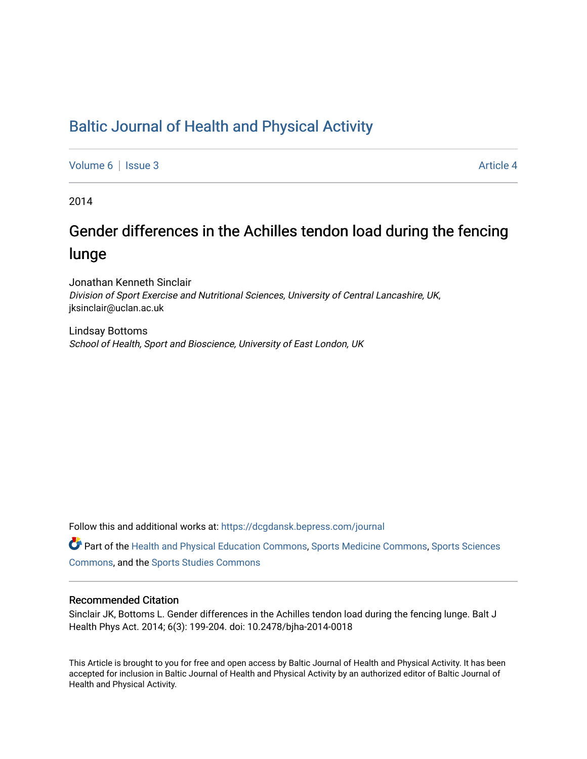# Baltic Journal of Health and Physical Activity

Volume 6 | Issue 3 Article 4

2014

## Gender differences in the Achilles tendon load during the fencing lunge

Jonathan Kenneth Sinclair
*Division of Sport Exercise and Nutritional Sciences, University of Central Lancashire, UK*, jksinclair@uclan.ac.uk

Lindsay Bottoms
*School of Health, Sport and Bioscience, University of East London, UK*

Follow this and additional works at: https://dcgdansk.bepress.com/journal

Part of the Health and Physical Education Commons, Sports Medicine Commons, Sports Sciences Commons, and the Sports Studies Commons

### Recommended Citation

Sinclair JK, Bottoms L. Gender differences in the Achilles tendon load during the fencing lunge. Balt J Health Phys Act. 2014; 6(3): 199-204. doi: 10.2478/bjha-2014-0018

This Article is brought to you for free and open access by Baltic Journal of Health and Physical Activity. It has been accepted for inclusion in Baltic Journal of Health and Physical Activity by an authorized editor of Baltic Journal of Health and Physical Activity.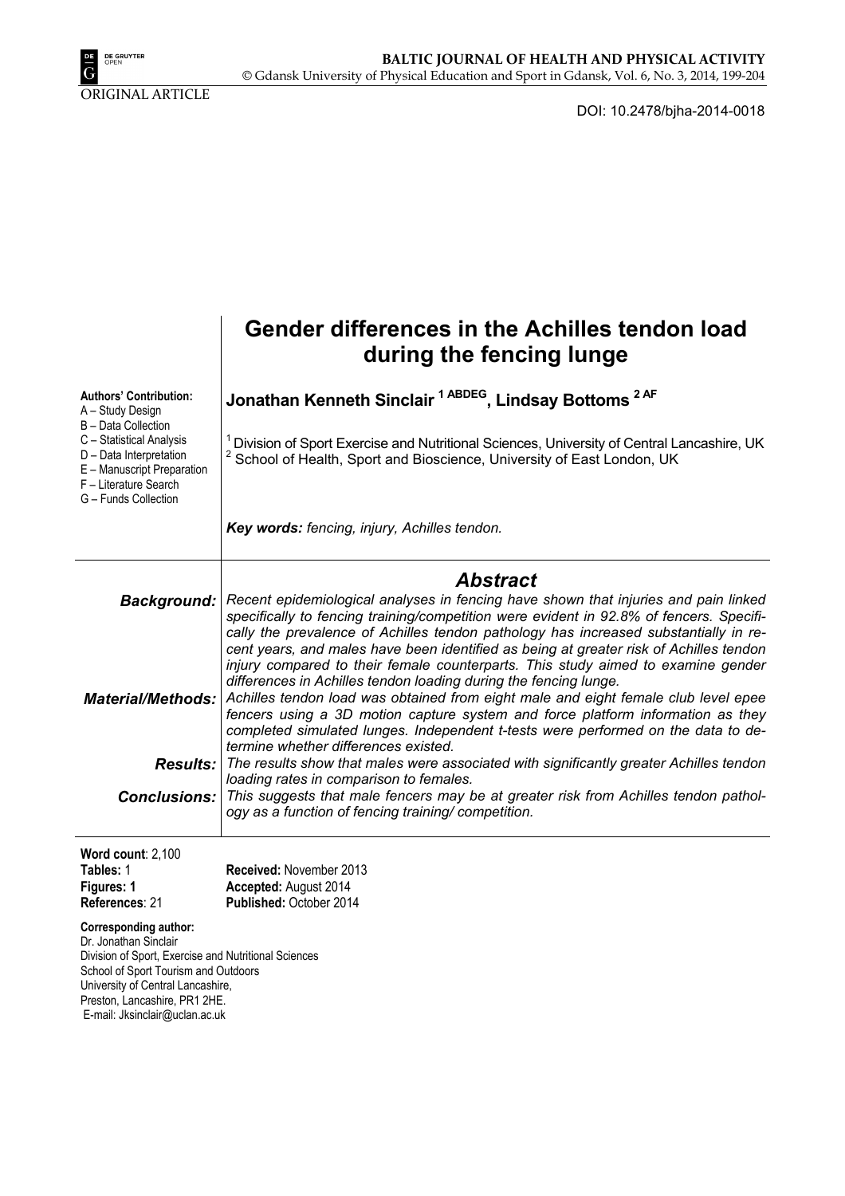ORIGINAL ARTICLE

DOI: 10.2478/bjha-2014-0018

# Gender differences in the Achilles tendon load during the fencing lunge

**Authors' Contribution:**
A – Study Design
B – Data Collection
C – Statistical Analysis
D – Data Interpretation
E – Manuscript Preparation
F – Literature Search
G – Funds Collection

**Jonathan Kenneth Sinclair [1 ABDEG], Lindsay Bottoms [2 AF]**

[1] Division of Sport Exercise and Nutritional Sciences, University of Central Lancashire, UK
[2] School of Health, Sport and Bioscience, University of East London, UK

***Key words:*** *fencing, injury, Achilles tendon.*

## *Abstract*

***Background:*** *Recent epidemiological analyses in fencing have shown that injuries and pain linked specifically to fencing training/competition were evident in 92.8% of fencers. Specifically the prevalence of Achilles tendon pathology has increased substantially in recent years, and males have been identified as being at greater risk of Achilles tendon injury compared to their female counterparts. This study aimed to examine gender differences in Achilles tendon loading during the fencing lunge.*

***Material/Methods:*** *Achilles tendon load was obtained from eight male and eight female club level epee fencers using a 3D motion capture system and force platform information as they completed simulated lunges. Independent t-tests were performed on the data to determine whether differences existed.*

***Results:*** *The results show that males were associated with significantly greater Achilles tendon loading rates in comparison to females.*

***Conclusions:*** *This suggests that male fencers may be at greater risk from Achilles tendon pathology as a function of fencing training/ competition.*

**Word count**: 2,100
**Tables:** 1
**Figures:** 1
**References**: 21

**Received:** November 2013
**Accepted:** August 2014
**Published:** October 2014

**Corresponding author:**
Dr. Jonathan Sinclair
Division of Sport, Exercise and Nutritional Sciences
School of Sport Tourism and Outdoors
University of Central Lancashire,
Preston, Lancashire, PR1 2HE.
E-mail: Jksinclair@uclan.ac.uk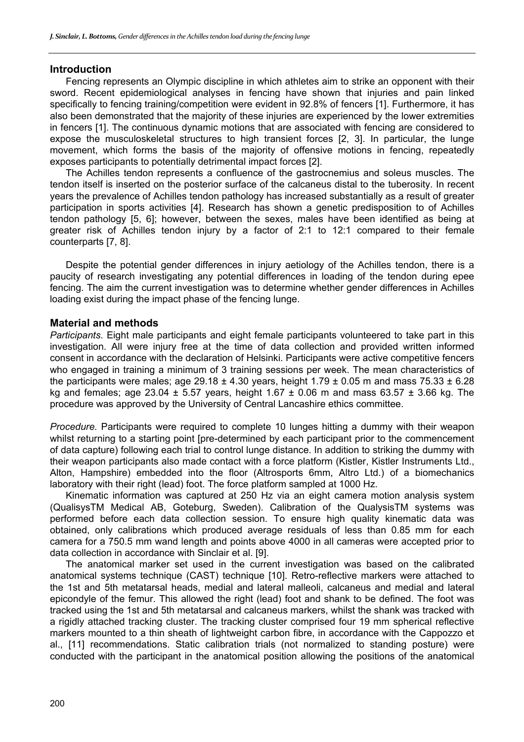## Introduction

Fencing represents an Olympic discipline in which athletes aim to strike an opponent with their sword. Recent epidemiological analyses in fencing have shown that injuries and pain linked specifically to fencing training/competition were evident in 92.8% of fencers [1]. Furthermore, it has also been demonstrated that the majority of these injuries are experienced by the lower extremities in fencers [1]. The continuous dynamic motions that are associated with fencing are considered to expose the musculoskeletal structures to high transient forces [2, 3]. In particular, the lunge movement, which forms the basis of the majority of offensive motions in fencing, repeatedly exposes participants to potentially detrimental impact forces [2].

The Achilles tendon represents a confluence of the gastrocnemius and soleus muscles. The tendon itself is inserted on the posterior surface of the calcaneus distal to the tuberosity. In recent years the prevalence of Achilles tendon pathology has increased substantially as a result of greater participation in sports activities [4]. Research has shown a genetic predisposition to of Achilles tendon pathology [5, 6]; however, between the sexes, males have been identified as being at greater risk of Achilles tendon injury by a factor of 2:1 to 12:1 compared to their female counterparts [7, 8].

Despite the potential gender differences in injury aetiology of the Achilles tendon, there is a paucity of research investigating any potential differences in loading of the tendon during epee fencing. The aim the current investigation was to determine whether gender differences in Achilles loading exist during the impact phase of the fencing lunge.

## Material and methods

*Participants.* Eight male participants and eight female participants volunteered to take part in this investigation. All were injury free at the time of data collection and provided written informed consent in accordance with the declaration of Helsinki. Participants were active competitive fencers who engaged in training a minimum of 3 training sessions per week. The mean characteristics of the participants were males; age 29.18 ± 4.30 years, height 1.79 ± 0.05 m and mass 75.33 ± 6.28 kg and females; age 23.04 ± 5.57 years, height 1.67 ± 0.06 m and mass 63.57 ± 3.66 kg. The procedure was approved by the University of Central Lancashire ethics committee.

*Procedure.* Participants were required to complete 10 lunges hitting a dummy with their weapon whilst returning to a starting point [pre-determined by each participant prior to the commencement of data capture) following each trial to control lunge distance. In addition to striking the dummy with their weapon participants also made contact with a force platform (Kistler, Kistler Instruments Ltd., Alton, Hampshire) embedded into the floor (Altrosports 6mm, Altro Ltd.) of a biomechanics laboratory with their right (lead) foot. The force platform sampled at 1000 Hz.

Kinematic information was captured at 250 Hz via an eight camera motion analysis system (QualisysTM Medical AB, Goteburg, Sweden). Calibration of the QualysisTM systems was performed before each data collection session. To ensure high quality kinematic data was obtained, only calibrations which produced average residuals of less than 0.85 mm for each camera for a 750.5 mm wand length and points above 4000 in all cameras were accepted prior to data collection in accordance with Sinclair et al. [9].

The anatomical marker set used in the current investigation was based on the calibrated anatomical systems technique (CAST) technique [10]. Retro-reflective markers were attached to the 1st and 5th metatarsal heads, medial and lateral malleoli, calcaneus and medial and lateral epicondyle of the femur. This allowed the right (lead) foot and shank to be defined. The foot was tracked using the 1st and 5th metatarsal and calcaneus markers, whilst the shank was tracked with a rigidly attached tracking cluster. The tracking cluster comprised four 19 mm spherical reflective markers mounted to a thin sheath of lightweight carbon fibre, in accordance with the Cappozzo et al., [11] recommendations. Static calibration trials (not normalized to standing posture) were conducted with the participant in the anatomical position allowing the positions of the anatomical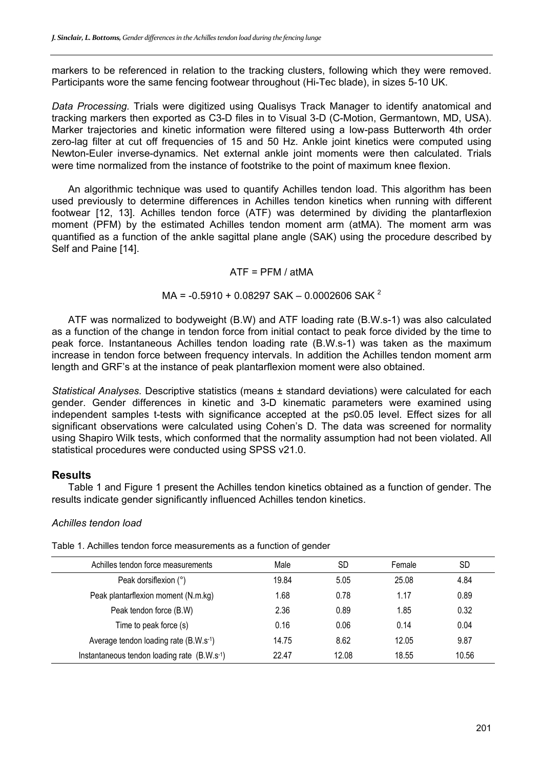markers to be referenced in relation to the tracking clusters, following which they were removed. Participants wore the same fencing footwear throughout (Hi-Tec blade), in sizes 5-10 UK.

*Data Processing.* Trials were digitized using Qualisys Track Manager to identify anatomical and tracking markers then exported as C3-D files in to Visual 3-D (C-Motion, Germantown, MD, USA). Marker trajectories and kinetic information were filtered using a low-pass Butterworth 4th order zero-lag filter at cut off frequencies of 15 and 50 Hz. Ankle joint kinetics were computed using Newton-Euler inverse-dynamics. Net external ankle joint moments were then calculated. Trials were time normalized from the instance of footstrike to the point of maximum knee flexion.

An algorithmic technique was used to quantify Achilles tendon load. This algorithm has been used previously to determine differences in Achilles tendon kinetics when running with different footwear [12, 13]. Achilles tendon force (ATF) was determined by dividing the plantarflexion moment (PFM) by the estimated Achilles tendon moment arm (atMA). The moment arm was quantified as a function of the ankle sagittal plane angle (SAK) using the procedure described by Self and Paine [14].

$$ATF = PFM / atMA$$

$$MA = -0.5910 + 0.08297\ SAK - 0.0002606\ SAK^2$$

ATF was normalized to bodyweight (B.W) and ATF loading rate (B.W.s-1) was also calculated as a function of the change in tendon force from initial contact to peak force divided by the time to peak force. Instantaneous Achilles tendon loading rate (B.W.s-1) was taken as the maximum increase in tendon force between frequency intervals. In addition the Achilles tendon moment arm length and GRF's at the instance of peak plantarflexion moment were also obtained.

*Statistical Analyses.* Descriptive statistics (means ± standard deviations) were calculated for each gender. Gender differences in kinetic and 3-D kinematic parameters were examined using independent samples t-tests with significance accepted at the $p \leq 0.05$ level. Effect sizes for all significant observations were calculated using Cohen's D. The data was screened for normality using Shapiro Wilk tests, which conformed that the normality assumption had not been violated. All statistical procedures were conducted using SPSS v21.0.

## Results

Table 1 and Figure 1 present the Achilles tendon kinetics obtained as a function of gender. The results indicate gender significantly influenced Achilles tendon kinetics.

### *Achilles tendon load*

Table 1. Achilles tendon force measurements as a function of gender

| Achilles tendon force measurements | Male | SD | Female | SD |
|---|---|---|---|---|
| Peak dorsiflexion (°) | 19.84 | 5.05 | 25.08 | 4.84 |
| Peak plantarflexion moment (N.m.kg) | 1.68 | 0.78 | 1.17 | 0.89 |
| Peak tendon force (B.W) | 2.36 | 0.89 | 1.85 | 0.32 |
| Time to peak force (s) | 0.16 | 0.06 | 0.14 | 0.04 |
| Average tendon loading rate ($B.W.s^{-1}$) | 14.75 | 8.62 | 12.05 | 9.87 |
| Instantaneous tendon loading rate ($B.W.s^{-1}$) | 22.47 | 12.08 | 18.55 | 10.56 |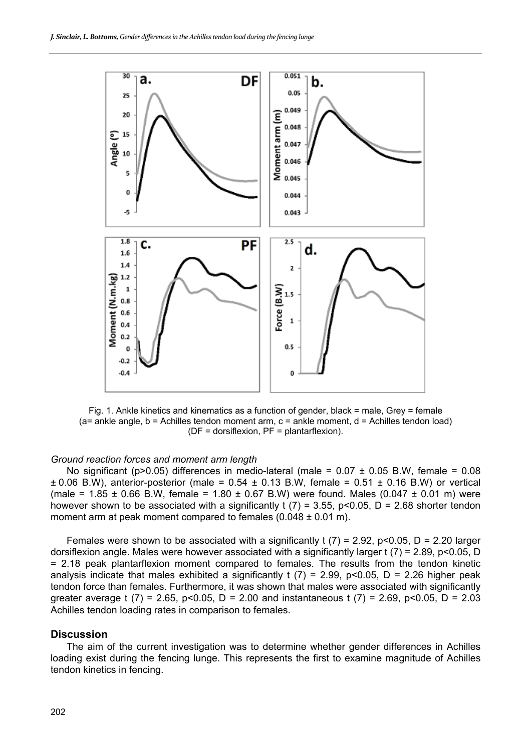Fig. 1. Ankle kinetics and kinematics as a function of gender, black = male, Grey = female (a= ankle angle, b = Achilles tendon moment arm, c = ankle moment, d = Achilles tendon load) (DF = dorsiflexion, PF = plantarflexion).

*Ground reaction forces and moment arm length*

No significant ($p>0.05$) differences in medio-lateral (male = 0.07 ± 0.05 B.W, female = 0.08 ± 0.06 B.W), anterior-posterior (male = 0.54 ± 0.13 B.W, female = 0.51 ± 0.16 B.W) or vertical (male = 1.85 ± 0.66 B.W, female = 1.80 ± 0.67 B.W) were found. Males (0.047 ± 0.01 m) were however shown to be associated with a significantly $t(7) = 3.55$, $p<0.05$, $D = 2.68$ shorter tendon moment arm at peak moment compared to females (0.048 ± 0.01 m).

Females were shown to be associated with a significantly $t(7) = 2.92$, $p<0.05$, $D = 2.20$ larger dorsiflexion angle. Males were however associated with a significantly larger $t(7) = 2.89$, $p<0.05$, $D = 2.18$ peak plantarflexion moment compared to females. The results from the tendon kinetic analysis indicate that males exhibited a significantly $t(7) = 2.99$, $p<0.05$, $D = 2.26$ higher peak tendon force than females. Furthermore, it was shown that males were associated with significantly greater average $t(7) = 2.65$, $p<0.05$, $D = 2.00$ and instantaneous $t(7) = 2.69$, $p<0.05$, $D = 2.03$ Achilles tendon loading rates in comparison to females.

## Discussion

The aim of the current investigation was to determine whether gender differences in Achilles loading exist during the fencing lunge. This represents the first to examine magnitude of Achilles tendon kinetics in fencing.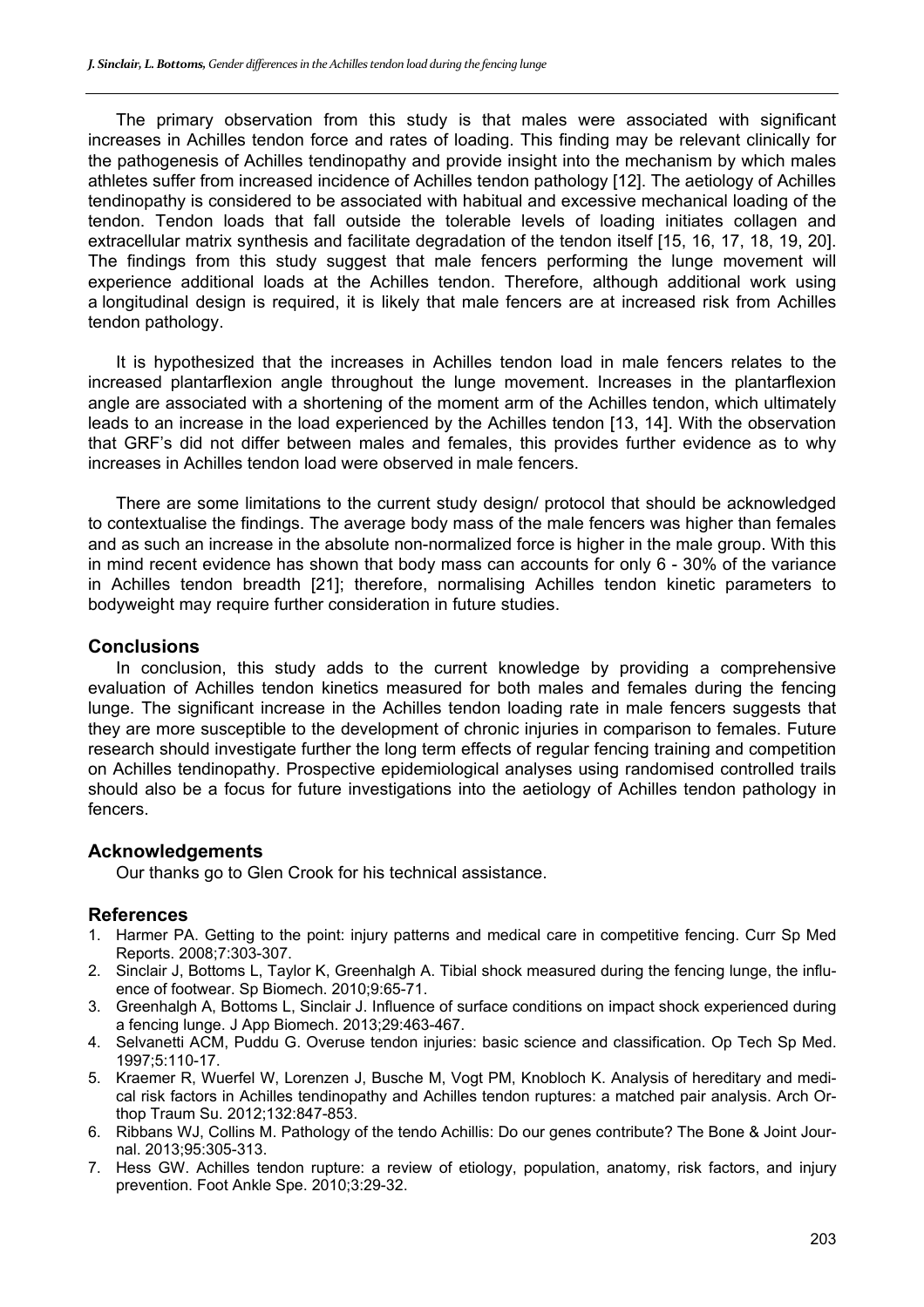The primary observation from this study is that males were associated with significant increases in Achilles tendon force and rates of loading. This finding may be relevant clinically for the pathogenesis of Achilles tendinopathy and provide insight into the mechanism by which males athletes suffer from increased incidence of Achilles tendon pathology [12]. The aetiology of Achilles tendinopathy is considered to be associated with habitual and excessive mechanical loading of the tendon. Tendon loads that fall outside the tolerable levels of loading initiates collagen and extracellular matrix synthesis and facilitate degradation of the tendon itself [15, 16, 17, 18, 19, 20]. The findings from this study suggest that male fencers performing the lunge movement will experience additional loads at the Achilles tendon. Therefore, although additional work using a longitudinal design is required, it is likely that male fencers are at increased risk from Achilles tendon pathology.

It is hypothesized that the increases in Achilles tendon load in male fencers relates to the increased plantarflexion angle throughout the lunge movement. Increases in the plantarflexion angle are associated with a shortening of the moment arm of the Achilles tendon, which ultimately leads to an increase in the load experienced by the Achilles tendon [13, 14]. With the observation that GRF's did not differ between males and females, this provides further evidence as to why increases in Achilles tendon load were observed in male fencers.

There are some limitations to the current study design/ protocol that should be acknowledged to contextualise the findings. The average body mass of the male fencers was higher than females and as such an increase in the absolute non-normalized force is higher in the male group. With this in mind recent evidence has shown that body mass can accounts for only 6 - 30% of the variance in Achilles tendon breadth [21]; therefore, normalising Achilles tendon kinetic parameters to bodyweight may require further consideration in future studies.

## Conclusions

In conclusion, this study adds to the current knowledge by providing a comprehensive evaluation of Achilles tendon kinetics measured for both males and females during the fencing lunge. The significant increase in the Achilles tendon loading rate in male fencers suggests that they are more susceptible to the development of chronic injuries in comparison to females. Future research should investigate further the long term effects of regular fencing training and competition on Achilles tendinopathy. Prospective epidemiological analyses using randomised controlled trails should also be a focus for future investigations into the aetiology of Achilles tendon pathology in fencers.

## Acknowledgements

Our thanks go to Glen Crook for his technical assistance.

## References

1. Harmer PA. Getting to the point: injury patterns and medical care in competitive fencing. Curr Sp Med Reports. 2008;7:303-307.
2. Sinclair J, Bottoms L, Taylor K, Greenhalgh A. Tibial shock measured during the fencing lunge, the influence of footwear. Sp Biomech. 2010;9:65-71.
3. Greenhalgh A, Bottoms L, Sinclair J. Influence of surface conditions on impact shock experienced during a fencing lunge. J App Biomech. 2013;29:463-467.
4. Selvanetti ACM, Puddu G. Overuse tendon injuries: basic science and classification. Op Tech Sp Med. 1997;5:110-17.
5. Kraemer R, Wuerfel W, Lorenzen J, Busche M, Vogt PM, Knobloch K. Analysis of hereditary and medical risk factors in Achilles tendinopathy and Achilles tendon ruptures: a matched pair analysis. Arch Orthop Traum Su. 2012;132:847-853.
6. Ribbans WJ, Collins M. Pathology of the tendo Achillis: Do our genes contribute? The Bone & Joint Journal. 2013;95:305-313.
7. Hess GW. Achilles tendon rupture: a review of etiology, population, anatomy, risk factors, and injury prevention. Foot Ankle Spe. 2010;3:29-32.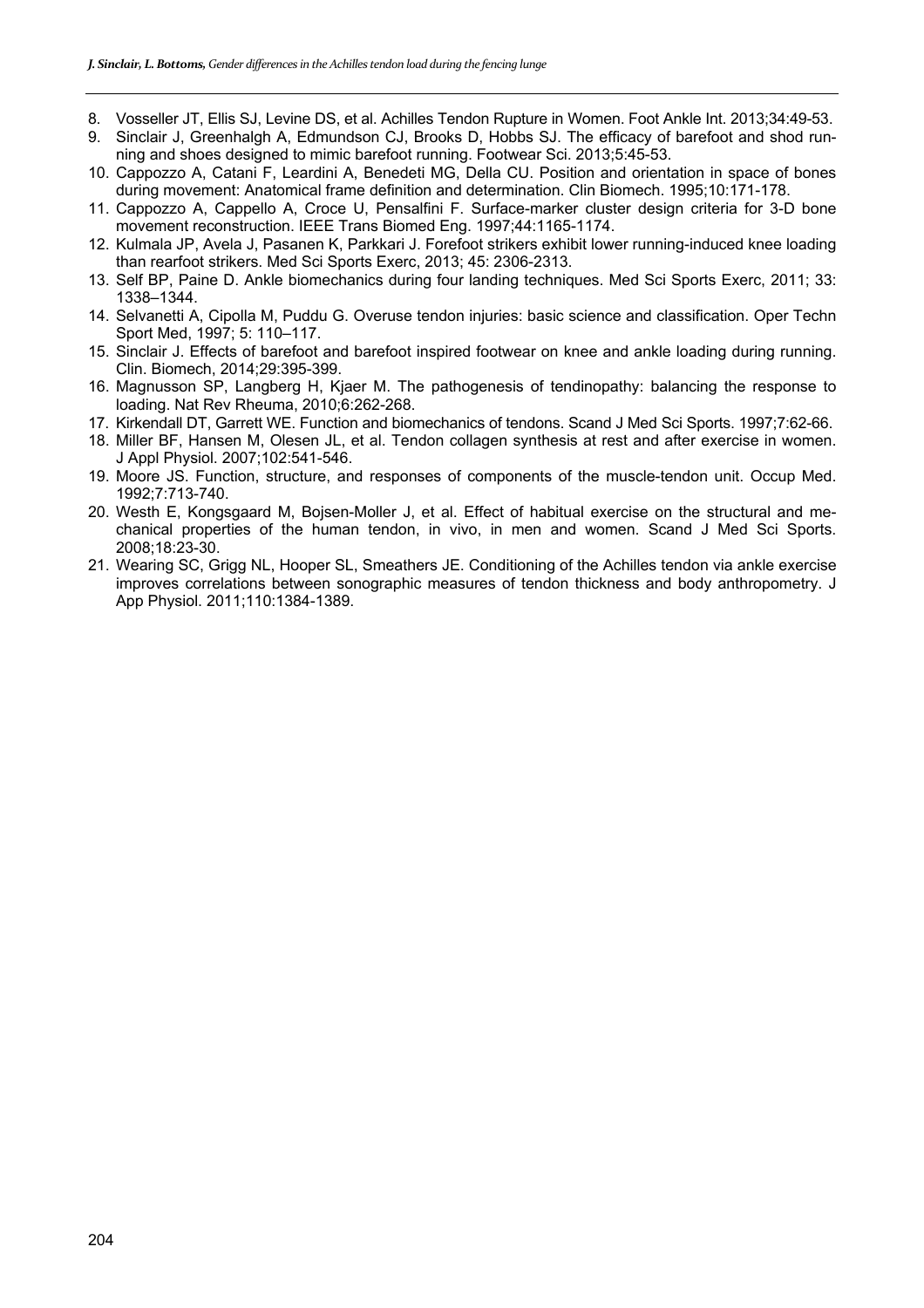8. Vosseller JT, Ellis SJ, Levine DS, et al. Achilles Tendon Rupture in Women. Foot Ankle Int. 2013;34:49-53.
9. Sinclair J, Greenhalgh A, Edmundson CJ, Brooks D, Hobbs SJ. The efficacy of barefoot and shod running and shoes designed to mimic barefoot running. Footwear Sci. 2013;5:45-53.
10. Cappozzo A, Catani F, Leardini A, Benedeti MG, Della CU. Position and orientation in space of bones during movement: Anatomical frame definition and determination. Clin Biomech. 1995;10:171-178.
11. Cappozzo A, Cappello A, Croce U, Pensalfini F. Surface-marker cluster design criteria for 3-D bone movement reconstruction. IEEE Trans Biomed Eng. 1997;44:1165-1174.
12. Kulmala JP, Avela J, Pasanen K, Parkkari J. Forefoot strikers exhibit lower running-induced knee loading than rearfoot strikers. Med Sci Sports Exerc, 2013; 45: 2306-2313.
13. Self BP, Paine D. Ankle biomechanics during four landing techniques. Med Sci Sports Exerc, 2011; 33: 1338–1344.
14. Selvanetti A, Cipolla M, Puddu G. Overuse tendon injuries: basic science and classification. Oper Techn Sport Med, 1997; 5: 110–117.
15. Sinclair J. Effects of barefoot and barefoot inspired footwear on knee and ankle loading during running. Clin. Biomech, 2014;29:395-399.
16. Magnusson SP, Langberg H, Kjaer M. The pathogenesis of tendinopathy: balancing the response to loading. Nat Rev Rheuma, 2010;6:262-268.
17. Kirkendall DT, Garrett WE. Function and biomechanics of tendons. Scand J Med Sci Sports. 1997;7:62-66.
18. Miller BF, Hansen M, Olesen JL, et al. Tendon collagen synthesis at rest and after exercise in women. J Appl Physiol. 2007;102:541-546.
19. Moore JS. Function, structure, and responses of components of the muscle-tendon unit. Occup Med. 1992;7:713-740.
20. Westh E, Kongsgaard M, Bojsen-Moller J, et al. Effect of habitual exercise on the structural and mechanical properties of the human tendon, in vivo, in men and women. Scand J Med Sci Sports. 2008;18:23-30.
21. Wearing SC, Grigg NL, Hooper SL, Smeathers JE. Conditioning of the Achilles tendon via ankle exercise improves correlations between sonographic measures of tendon thickness and body anthropometry. J App Physiol. 2011;110:1384-1389.